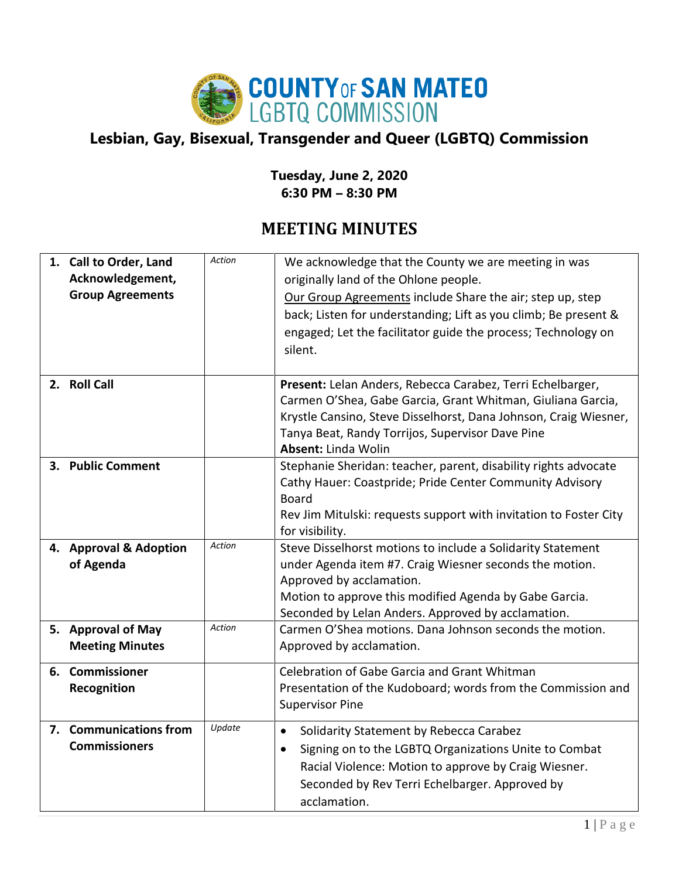# COUNTY OF SAN MATEO LGBTQ COMMISSION

## Lesbian, Gay, Bisexual, Transgender and Queer (LGBTQ) Commission

**Tuesday, June 2, 2020**
**6:30 PM – 8:30 PM**

## MEETING MINUTES

| Item | Type | Notes |
|---|---|---|
| **1. Call to Order, Land Acknowledgement, Group Agreements** | *Action* | We acknowledge that the County we are meeting in was originally land of the Ohlone people.<br>Our Group Agreements include Share the air; step up, step back; Listen for understanding; Lift as you climb; Be present & engaged; Let the facilitator guide the process; Technology on silent. |
| **2. Roll Call** | | **Present:** Lelan Anders, Rebecca Carabez, Terri Echelbarger, Carmen O'Shea, Gabe Garcia, Grant Whitman, Giuliana Garcia, Krystle Cansino, Steve Disselhorst, Dana Johnson, Craig Wiesner, Tanya Beat, Randy Torrijos, Supervisor Dave Pine<br>**Absent:** Linda Wolin |
| **3. Public Comment** | | Stephanie Sheridan: teacher, parent, disability rights advocate<br>Cathy Hauer: Coastpride; Pride Center Community Advisory Board<br>Rev Jim Mitulski: requests support with invitation to Foster City for visibility. |
| **4. Approval & Adoption of Agenda** | *Action* | Steve Disselhorst motions to include a Solidarity Statement under Agenda item #7. Craig Wiesner seconds the motion. Approved by acclamation.<br>Motion to approve this modified Agenda by Gabe Garcia. Seconded by Lelan Anders. Approved by acclamation. |
| **5. Approval of May Meeting Minutes** | *Action* | Carmen O'Shea motions. Dana Johnson seconds the motion. Approved by acclamation. |
| **6. Commissioner Recognition** | | Celebration of Gabe Garcia and Grant Whitman<br>Presentation of the Kudoboard; words from the Commission and Supervisor Pine |
| **7. Communications from Commissioners** | *Update* | • Solidarity Statement by Rebecca Carabez<br>• Signing on to the LGBTQ Organizations Unite to Combat Racial Violence: Motion to approve by Craig Wiesner. Seconded by Rev Terri Echelbarger. Approved by acclamation. |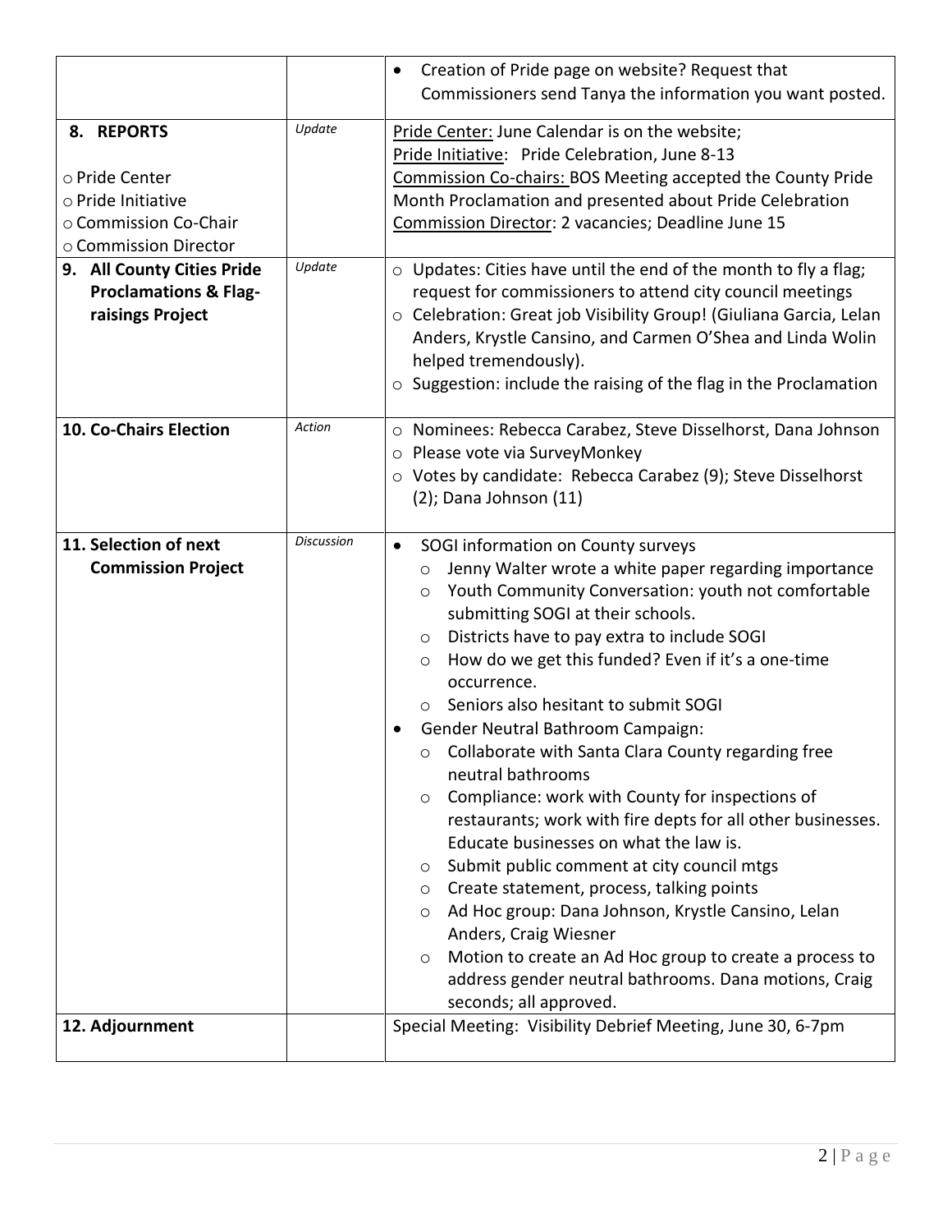| | | |
|---|---|---|
| | | • Creation of Pride page on website? Request that Commissioners send Tanya the information you want posted. |
| **8. REPORTS**<br><br>○ Pride Center<br>○ Pride Initiative<br>○ Commission Co-Chair<br>○ Commission Director | *Update* | Pride Center: June Calendar is on the website;<br>Pride Initiative: Pride Celebration, June 8-13<br>Commission Co-chairs: BOS Meeting accepted the County Pride Month Proclamation and presented about Pride Celebration<br>Commission Director: 2 vacancies; Deadline June 15 |
| **9. All County Cities Pride Proclamations & Flag-raisings Project** | *Update* | ○ Updates: Cities have until the end of the month to fly a flag; request for commissioners to attend city council meetings<br>○ Celebration: Great job Visibility Group! (Giuliana Garcia, Lelan Anders, Krystle Cansino, and Carmen O'Shea and Linda Wolin helped tremendously).<br>○ Suggestion: include the raising of the flag in the Proclamation |
| **10. Co-Chairs Election** | *Action* | ○ Nominees: Rebecca Carabez, Steve Disselhorst, Dana Johnson<br>○ Please vote via SurveyMonkey<br>○ Votes by candidate: Rebecca Carabez (9); Steve Disselhorst (2); Dana Johnson (11) |
| **11. Selection of next Commission Project** | *Discussion* | • SOGI information on County surveys<br>  ○ Jenny Walter wrote a white paper regarding importance<br>  ○ Youth Community Conversation: youth not comfortable submitting SOGI at their schools.<br>  ○ Districts have to pay extra to include SOGI<br>  ○ How do we get this funded? Even if it's a one-time occurrence.<br>  ○ Seniors also hesitant to submit SOGI<br>• Gender Neutral Bathroom Campaign:<br>  ○ Collaborate with Santa Clara County regarding free neutral bathrooms<br>  ○ Compliance: work with County for inspections of restaurants; work with fire depts for all other businesses. Educate businesses on what the law is.<br>  ○ Submit public comment at city council mtgs<br>  ○ Create statement, process, talking points<br>  ○ Ad Hoc group: Dana Johnson, Krystle Cansino, Lelan Anders, Craig Wiesner<br>  ○ Motion to create an Ad Hoc group to create a process to address gender neutral bathrooms. Dana motions, Craig seconds; all approved. |
| **12. Adjournment** | | Special Meeting: Visibility Debrief Meeting, June 30, 6-7pm |